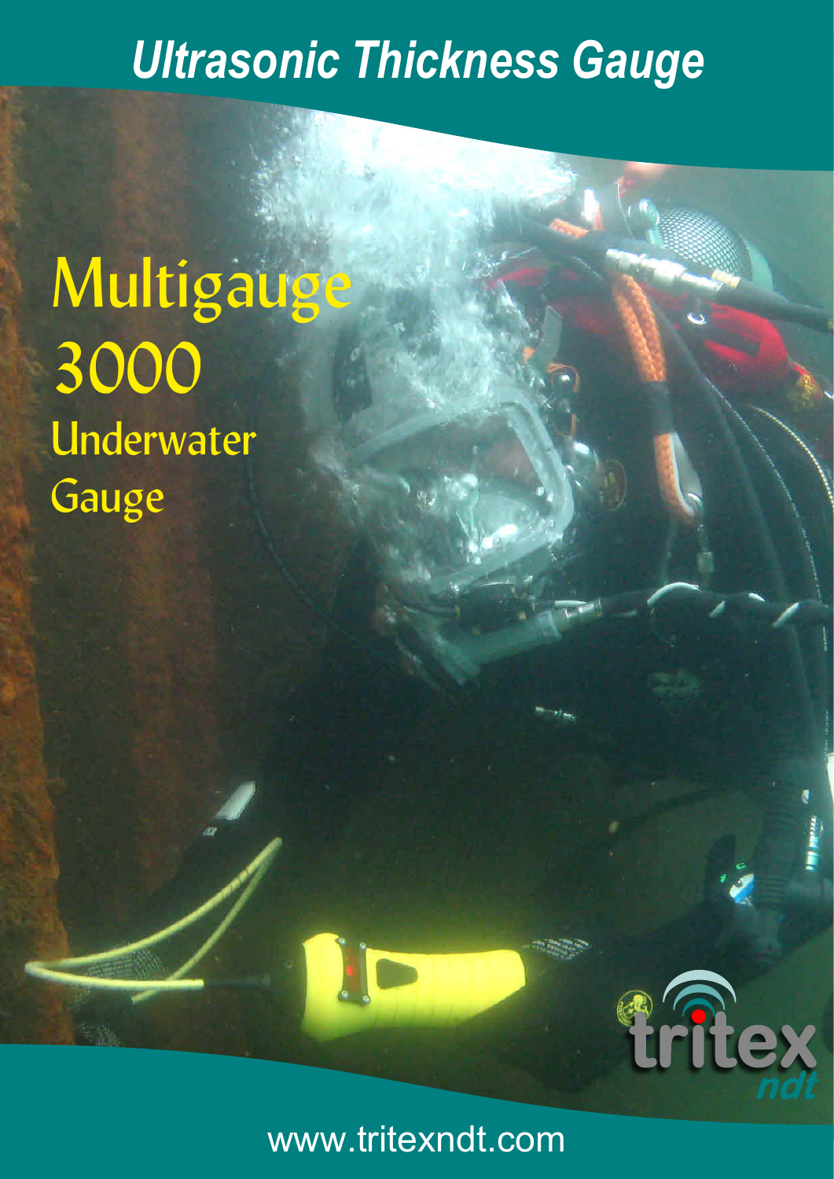# *Ultrasonic Thickness Gauge*

## Multigauge 3000

### Underwater Gauge

tritex ndt

www.tritexndt.com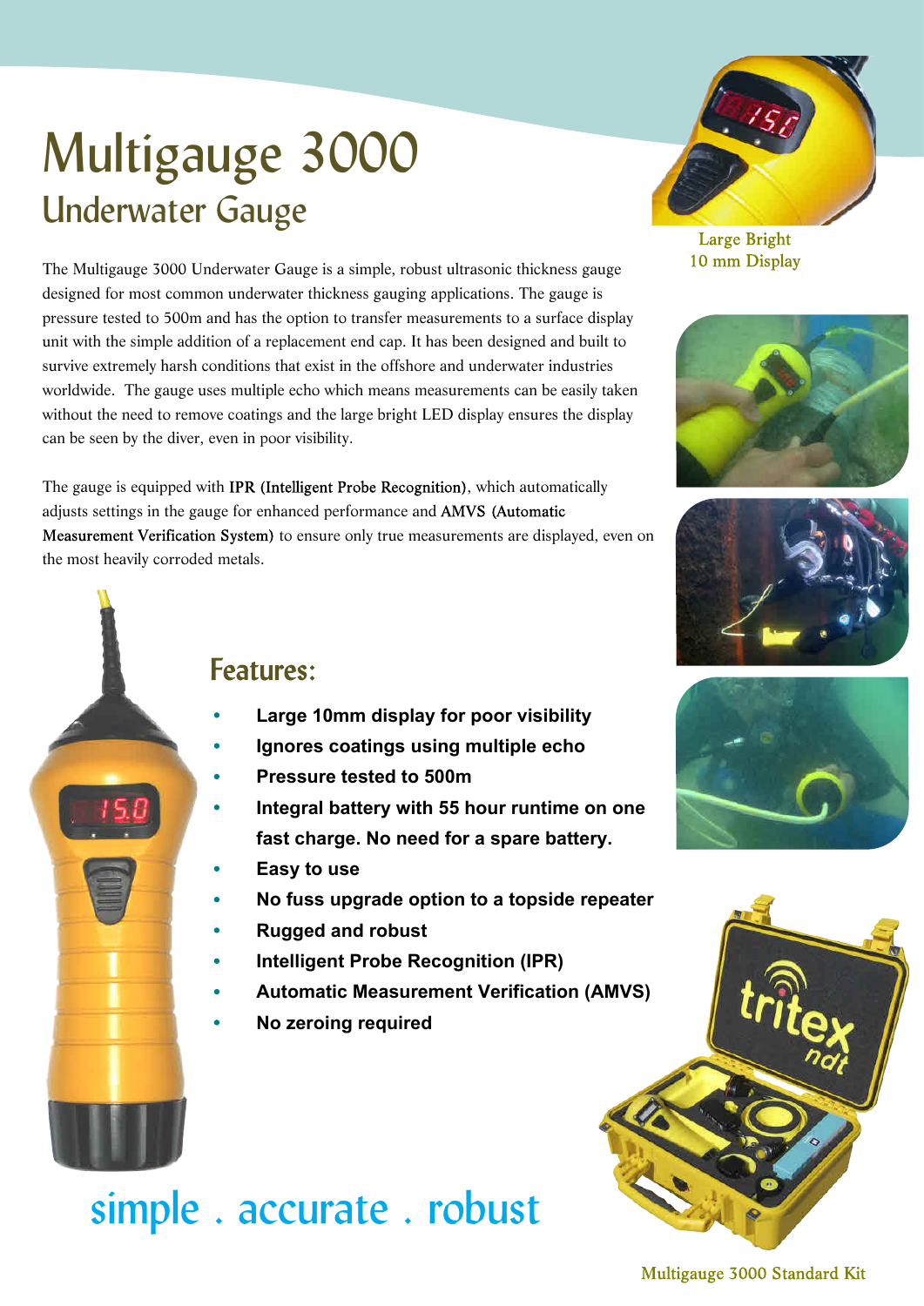# Multigauge 3000

## Underwater Gauge

The Multigauge 3000 Underwater Gauge is a simple, robust ultrasonic thickness gauge designed for most common underwater thickness gauging applications. The gauge is pressure tested to 500m and has the option to transfer measurements to a surface display unit with the simple addition of a replacement end cap. It has been designed and built to survive extremely harsh conditions that exist in the offshore and underwater industries worldwide. The gauge uses multiple echo which means measurements can be easily taken without the need to remove coatings and the large bright LED display ensures the display can be seen by the diver, even in poor visibility.

The gauge is equipped with IPR (Intelligent Probe Recognition), which automatically adjusts settings in the gauge for enhanced performance and AMVS (Automatic Measurement Verification System) to ensure only true measurements are displayed, even on the most heavily corroded metals.

Large Bright 10 mm Display

## Features:

- **Large 10mm display for poor visibility**
- **Ignores coatings using multiple echo**
- **Pressure tested to 500m**
- **Integral battery with 55 hour runtime on one fast charge. No need for a spare battery.**
- **Easy to use**
- **No fuss upgrade option to a topside repeater**
- **Rugged and robust**
- **Intelligent Probe Recognition (IPR)**
- **Automatic Measurement Verification (AMVS)**
- **No zeroing required**

simple . accurate . robust

Multigauge 3000 Standard Kit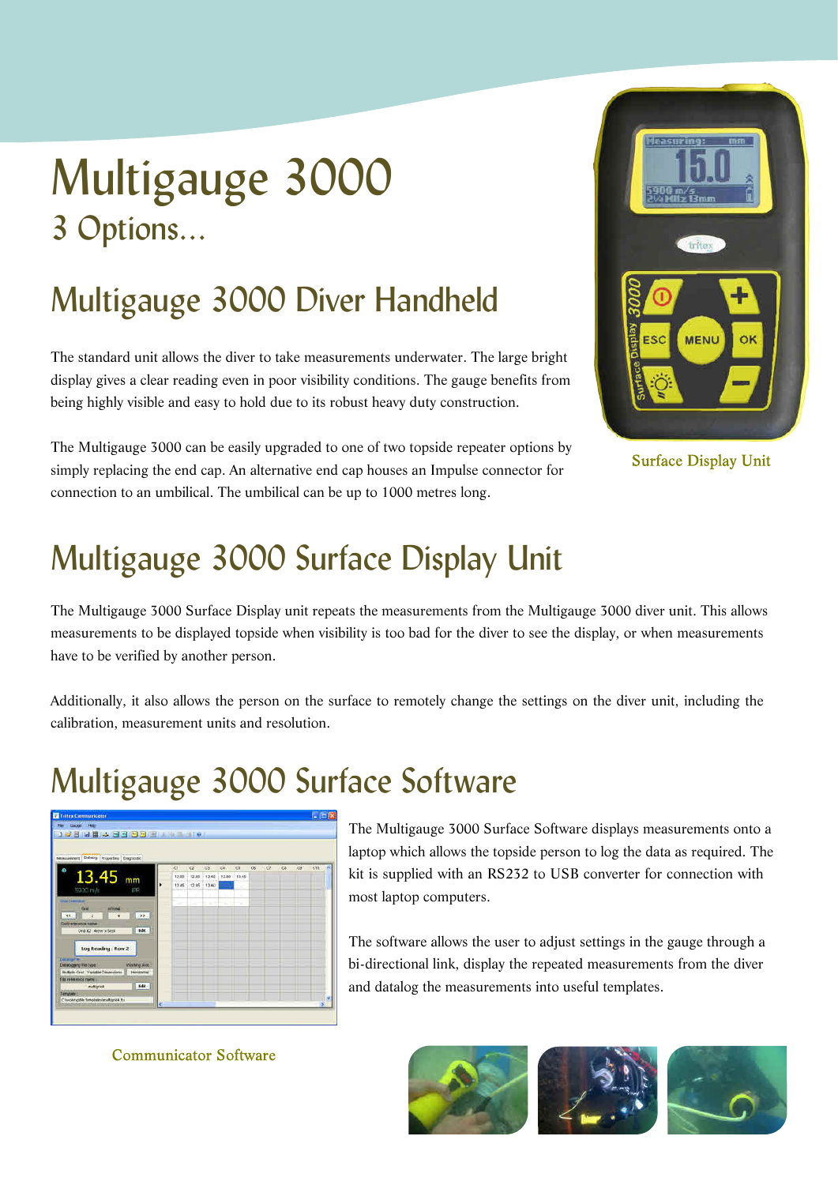# Multigauge 3000

## 3 Options...

## Multigauge 3000 Diver Handheld

The standard unit allows the diver to take measurements underwater. The large bright display gives a clear reading even in poor visibility conditions. The gauge benefits from being highly visible and easy to hold due to its robust heavy duty construction.

The Multigauge 3000 can be easily upgraded to one of two topside repeater options by simply replacing the end cap. An alternative end cap houses an Impulse connector for connection to an umbilical. The umbilical can be up to 1000 metres long.

Surface Display Unit

## Multigauge 3000 Surface Display Unit

The Multigauge 3000 Surface Display unit repeats the measurements from the Multigauge 3000 diver unit. This allows measurements to be displayed topside when visibility is too bad for the diver to see the display, or when measurements have to be verified by another person.

Additionally, it also allows the person on the surface to remotely change the settings on the diver unit, including the calibration, measurement units and resolution.

## Multigauge 3000 Surface Software

The Multigauge 3000 Surface Software displays measurements onto a laptop which allows the topside person to log the data as required. The kit is supplied with an RS232 to USB converter for connection with most laptop computers.

The software allows the user to adjust settings in the gauge through a bi-directional link, display the repeated measurements from the diver and datalog the measurements into useful templates.

Communicator Software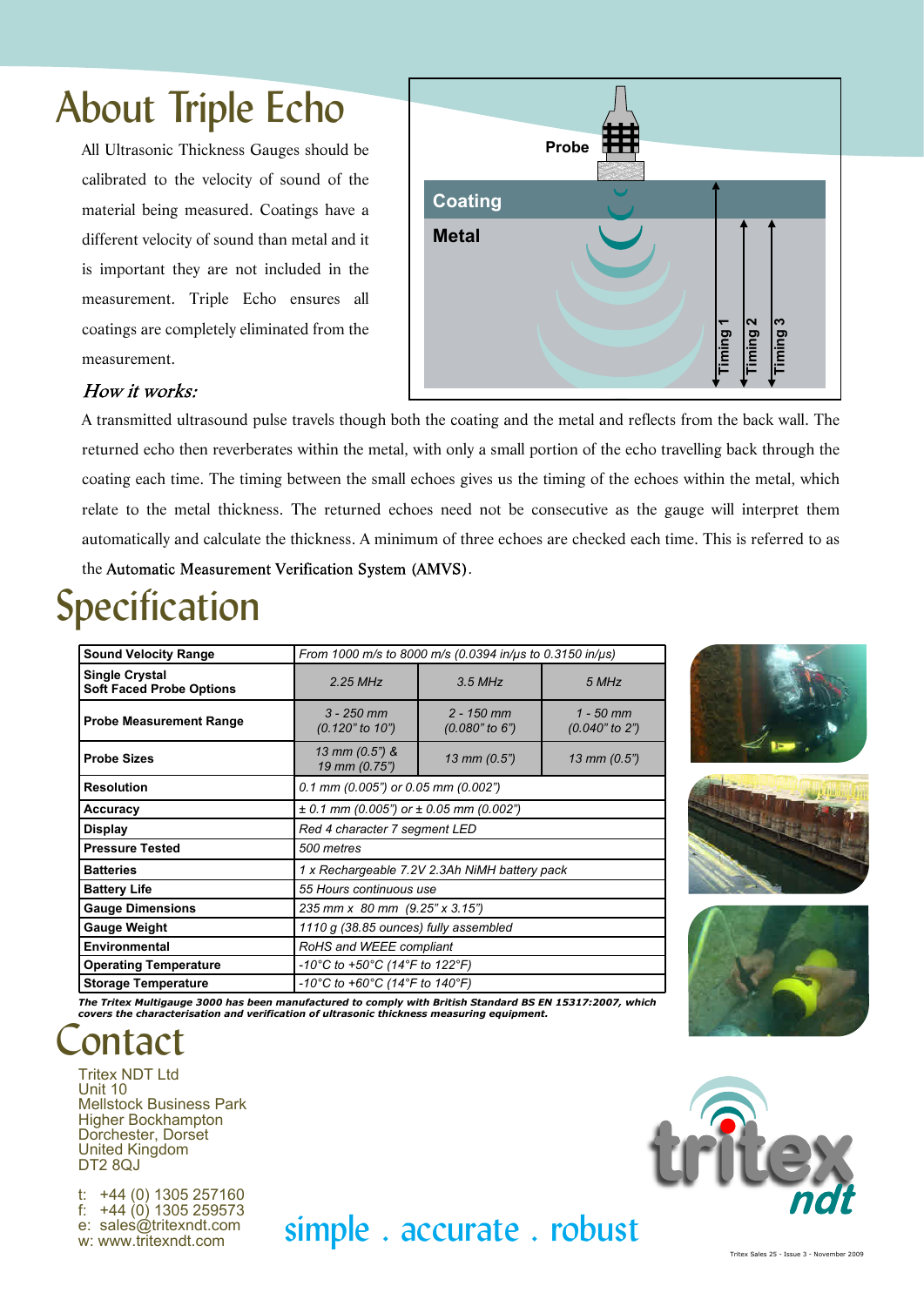# About Triple Echo

All Ultrasonic Thickness Gauges should be calibrated to the velocity of sound of the material being measured. Coatings have a different velocity of sound than metal and it is important they are not included in the measurement. Triple Echo ensures all coatings are completely eliminated from the measurement.

Probe

Coating

Metal

Timing 1

Timing 2

Timing 3

### *How it works:*

A transmitted ultrasound pulse travels though both the coating and the metal and reflects from the back wall. The returned echo then reverberates within the metal, with only a small portion of the echo travelling back through the coating each time. The timing between the small echoes gives us the timing of the echoes within the metal, which relate to the metal thickness. The returned echoes need not be consecutive as the gauge will interpret them automatically and calculate the thickness. A minimum of three echoes are checked each time. This is referred to as the Automatic Measurement Verification System (AMVS).

# Specification

| | | | |
|---|---|---|---|
| **Sound Velocity Range** | *From 1000 m/s to 8000 m/s (0.0394 in/µs to 0.3150 in/µs)* | | |
| **Single Crystal Soft Faced Probe Options** | *2.25 MHz* | *3.5 MHz* | *5 MHz* |
| **Probe Measurement Range** | *3 - 250 mm (0.120" to 10")* | *2 - 150 mm (0.080" to 6")* | *1 - 50 mm (0.040" to 2")* |
| **Probe Sizes** | *13 mm (0.5") & 19 mm (0.75")* | *13 mm (0.5")* | *13 mm (0.5")* |
| **Resolution** | *0.1 mm (0.005") or 0.05 mm (0.002")* | | |
| **Accuracy** | *± 0.1 mm (0.005") or ± 0.05 mm (0.002")* | | |
| **Display** | *Red 4 character 7 segment LED* | | |
| **Pressure Tested** | *500 metres* | | |
| **Batteries** | *1 x Rechargeable 7.2V 2.3Ah NiMH battery pack* | | |
| **Battery Life** | *55 Hours continuous use* | | |
| **Gauge Dimensions** | *235 mm x 80 mm (9.25" x 3.15")* | | |
| **Gauge Weight** | *1110 g (38.85 ounces) fully assembled* | | |
| **Environmental** | *RoHS and WEEE compliant* | | |
| **Operating Temperature** | *-10°C to +50°C (14°F to 122°F)* | | |
| **Storage Temperature** | *-10°C to +60°C (14°F to 140°F)* | | |

***The Tritex Multigauge 3000 has been manufactured to comply with British Standard BS EN 15317:2007, which covers the characterisation and verification of ultrasonic thickness measuring equipment.***

# Contact

Tritex NDT Ltd
Unit 10
Mellstock Business Park
Higher Bockhampton
Dorchester, Dorset
United Kingdom
DT2 8QJ

t: +44 (0) 1305 257160
f: +44 (0) 1305 259573
e: sales@tritexndt.com
w: www.tritexndt.com

simple . accurate . robust

tritex ndt

Tritex Sales 25 - Issue 3 - November 2009